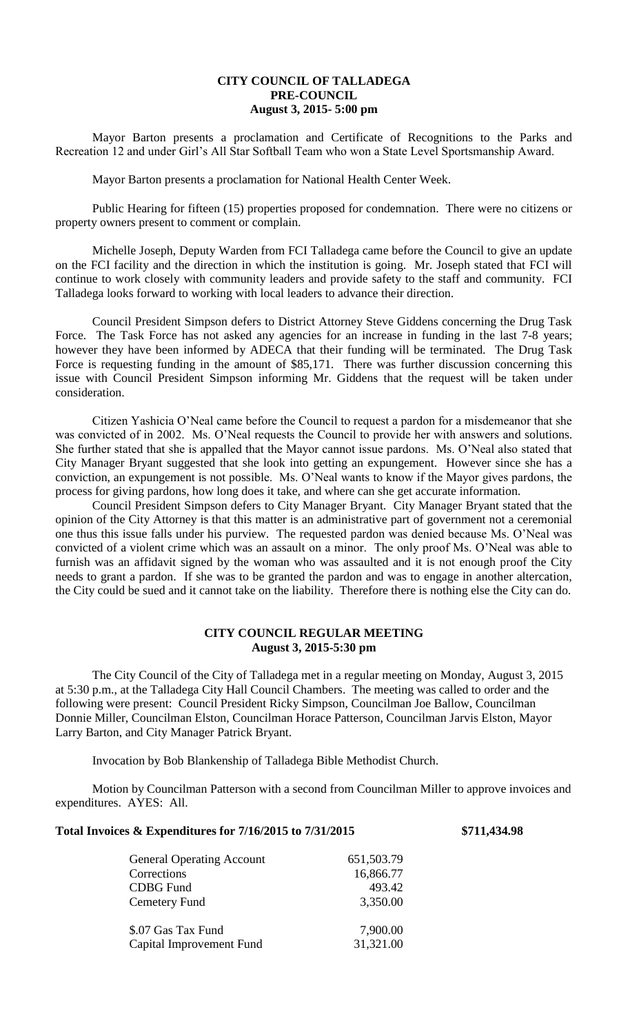# CITY COUNCIL OF TALLADEGA
## PRE-COUNCIL
### August 3, 2015- 5:00 pm

Mayor Barton presents a proclamation and Certificate of Recognitions to the Parks and Recreation 12 and under Girl's All Star Softball Team who won a State Level Sportsmanship Award.

Mayor Barton presents a proclamation for National Health Center Week.

Public Hearing for fifteen (15) properties proposed for condemnation. There were no citizens or property owners present to comment or complain.

Michelle Joseph, Deputy Warden from FCI Talladega came before the Council to give an update on the FCI facility and the direction in which the institution is going. Mr. Joseph stated that FCI will continue to work closely with community leaders and provide safety to the staff and community. FCI Talladega looks forward to working with local leaders to advance their direction.

Council President Simpson defers to District Attorney Steve Giddens concerning the Drug Task Force. The Task Force has not asked any agencies for an increase in funding in the last 7-8 years; however they have been informed by ADECA that their funding will be terminated. The Drug Task Force is requesting funding in the amount of $85,171. There was further discussion concerning this issue with Council President Simpson informing Mr. Giddens that the request will be taken under consideration.

Citizen Yashicia O'Neal came before the Council to request a pardon for a misdemeanor that she was convicted of in 2002. Ms. O'Neal requests the Council to provide her with answers and solutions. She further stated that she is appalled that the Mayor cannot issue pardons. Ms. O'Neal also stated that City Manager Bryant suggested that she look into getting an expungement. However since she has a conviction, an expungement is not possible. Ms. O'Neal wants to know if the Mayor gives pardons, the process for giving pardons, how long does it take, and where can she get accurate information.

Council President Simpson defers to City Manager Bryant. City Manager Bryant stated that the opinion of the City Attorney is that this matter is an administrative part of government not a ceremonial one thus this issue falls under his purview. The requested pardon was denied because Ms. O'Neal was convicted of a violent crime which was an assault on a minor. The only proof Ms. O'Neal was able to furnish was an affidavit signed by the woman who was assaulted and it is not enough proof the City needs to grant a pardon. If she was to be granted the pardon and was to engage in another altercation, the City could be sued and it cannot take on the liability. Therefore there is nothing else the City can do.

## CITY COUNCIL REGULAR MEETING
### August 3, 2015-5:30 pm

The City Council of the City of Talladega met in a regular meeting on Monday, August 3, 2015 at 5:30 p.m., at the Talladega City Hall Council Chambers. The meeting was called to order and the following were present: Council President Ricky Simpson, Councilman Joe Ballow, Councilman Donnie Miller, Councilman Elston, Councilman Horace Patterson, Councilman Jarvis Elston, Mayor Larry Barton, and City Manager Patrick Bryant.

Invocation by Bob Blankenship of Talladega Bible Methodist Church.

Motion by Councilman Patterson with a second from Councilman Miller to approve invoices and expenditures. AYES: All.

**Total Invoices & Expenditures for 7/16/2015 to 7/31/2015 $711,434.98**

| | |
|---|---|
| General Operating Account | 651,503.79 |
| Corrections | 16,866.77 |
| CDBG Fund | 493.42 |
| Cemetery Fund | 3,350.00 |
| $.07 Gas Tax Fund | 7,900.00 |
| Capital Improvement Fund | 31,321.00 |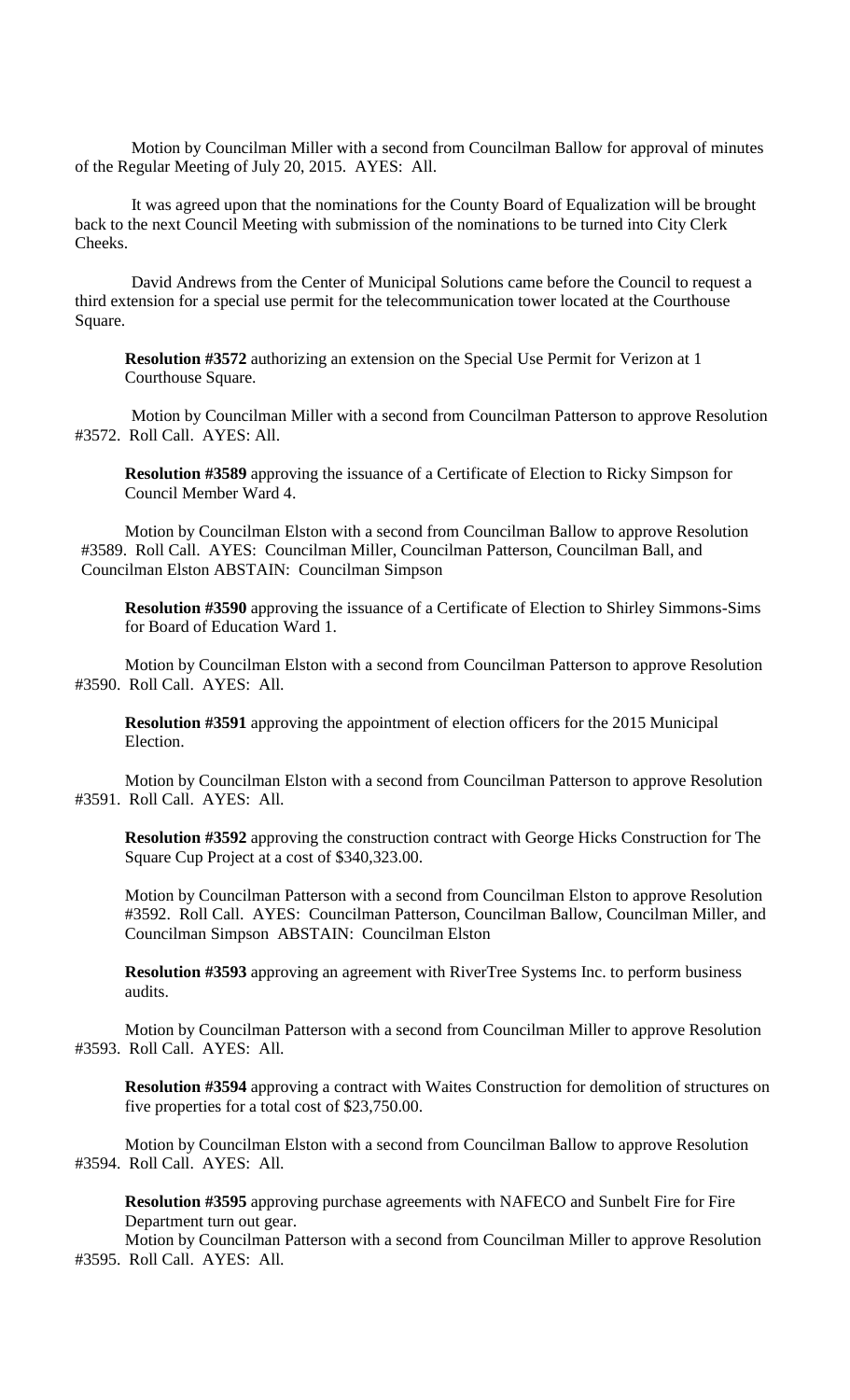Motion by Councilman Miller with a second from Councilman Ballow for approval of minutes of the Regular Meeting of July 20, 2015. AYES: All.

It was agreed upon that the nominations for the County Board of Equalization will be brought back to the next Council Meeting with submission of the nominations to be turned into City Clerk Cheeks.

David Andrews from the Center of Municipal Solutions came before the Council to request a third extension for a special use permit for the telecommunication tower located at the Courthouse Square.

**Resolution #3572** authorizing an extension on the Special Use Permit for Verizon at 1 Courthouse Square.

Motion by Councilman Miller with a second from Councilman Patterson to approve Resolution #3572. Roll Call. AYES: All.

**Resolution #3589** approving the issuance of a Certificate of Election to Ricky Simpson for Council Member Ward 4.

Motion by Councilman Elston with a second from Councilman Ballow to approve Resolution #3589. Roll Call. AYES: Councilman Miller, Councilman Patterson, Councilman Ball, and Councilman Elston ABSTAIN: Councilman Simpson

**Resolution #3590** approving the issuance of a Certificate of Election to Shirley Simmons-Sims for Board of Education Ward 1.

Motion by Councilman Elston with a second from Councilman Patterson to approve Resolution #3590. Roll Call. AYES: All.

**Resolution #3591** approving the appointment of election officers for the 2015 Municipal Election.

Motion by Councilman Elston with a second from Councilman Patterson to approve Resolution #3591. Roll Call. AYES: All.

**Resolution #3592** approving the construction contract with George Hicks Construction for The Square Cup Project at a cost of $340,323.00.

Motion by Councilman Patterson with a second from Councilman Elston to approve Resolution #3592. Roll Call. AYES: Councilman Patterson, Councilman Ballow, Councilman Miller, and Councilman Simpson ABSTAIN: Councilman Elston

**Resolution #3593** approving an agreement with RiverTree Systems Inc. to perform business audits.

Motion by Councilman Patterson with a second from Councilman Miller to approve Resolution #3593. Roll Call. AYES: All.

**Resolution #3594** approving a contract with Waites Construction for demolition of structures on five properties for a total cost of $23,750.00.

Motion by Councilman Elston with a second from Councilman Ballow to approve Resolution #3594. Roll Call. AYES: All.

**Resolution #3595** approving purchase agreements with NAFECO and Sunbelt Fire for Fire Department turn out gear.

Motion by Councilman Patterson with a second from Councilman Miller to approve Resolution #3595. Roll Call. AYES: All.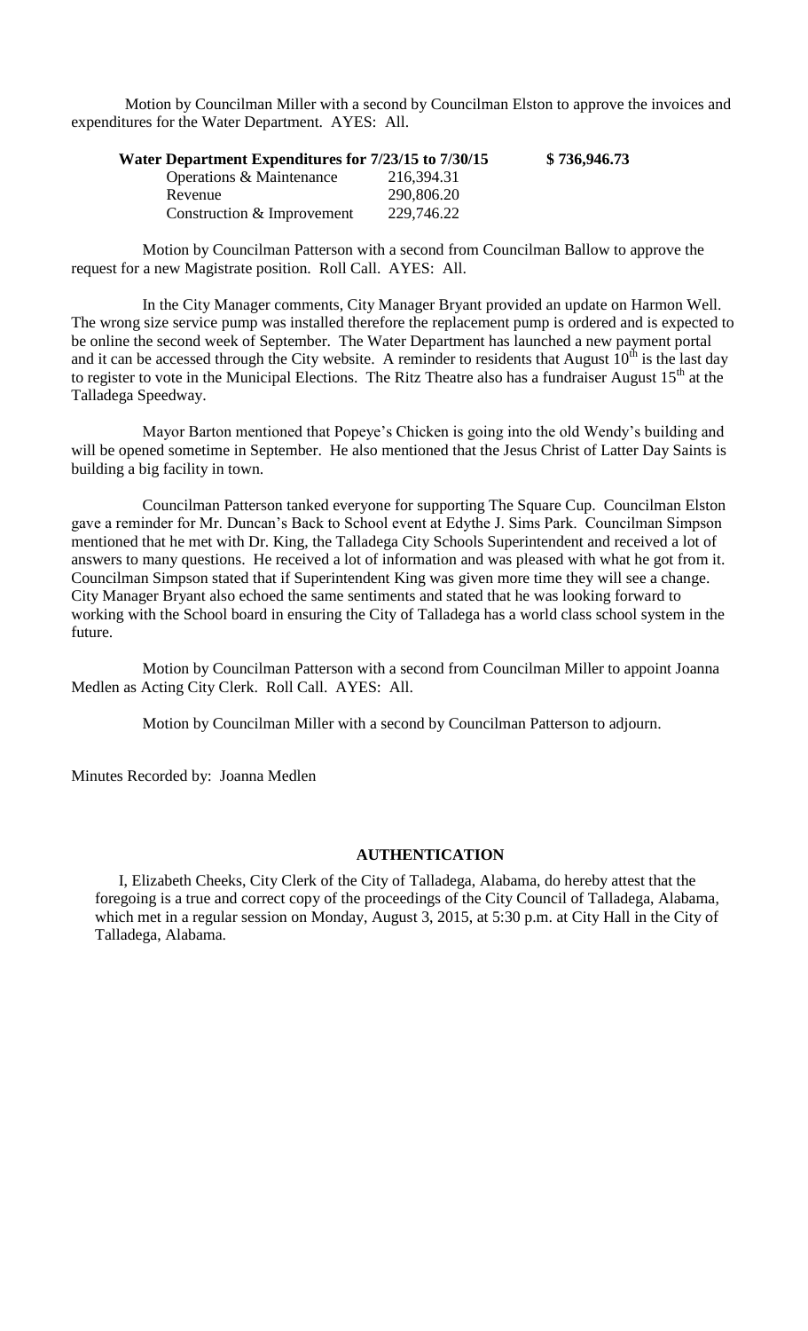Motion by Councilman Miller with a second by Councilman Elston to approve the invoices and expenditures for the Water Department. AYES: All.

| | | |
|---|---|---|
| **Water Department Expenditures for 7/23/15 to 7/30/15** | | **$ 736,946.73** |
| Operations & Maintenance | 216,394.31 | |
| Revenue | 290,806.20 | |
| Construction & Improvement | 229,746.22 | |

Motion by Councilman Patterson with a second from Councilman Ballow to approve the request for a new Magistrate position. Roll Call. AYES: All.

In the City Manager comments, City Manager Bryant provided an update on Harmon Well. The wrong size service pump was installed therefore the replacement pump is ordered and is expected to be online the second week of September. The Water Department has launched a new payment portal and it can be accessed through the City website. A reminder to residents that August 10th is the last day to register to vote in the Municipal Elections. The Ritz Theatre also has a fundraiser August 15th at the Talladega Speedway.

Mayor Barton mentioned that Popeye's Chicken is going into the old Wendy's building and will be opened sometime in September. He also mentioned that the Jesus Christ of Latter Day Saints is building a big facility in town.

Councilman Patterson tanked everyone for supporting The Square Cup. Councilman Elston gave a reminder for Mr. Duncan's Back to School event at Edythe J. Sims Park. Councilman Simpson mentioned that he met with Dr. King, the Talladega City Schools Superintendent and received a lot of answers to many questions. He received a lot of information and was pleased with what he got from it. Councilman Simpson stated that if Superintendent King was given more time they will see a change. City Manager Bryant also echoed the same sentiments and stated that he was looking forward to working with the School board in ensuring the City of Talladega has a world class school system in the future.

Motion by Councilman Patterson with a second from Councilman Miller to appoint Joanna Medlen as Acting City Clerk. Roll Call. AYES: All.

Motion by Councilman Miller with a second by Councilman Patterson to adjourn.

Minutes Recorded by: Joanna Medlen

## AUTHENTICATION

I, Elizabeth Cheeks, City Clerk of the City of Talladega, Alabama, do hereby attest that the foregoing is a true and correct copy of the proceedings of the City Council of Talladega, Alabama, which met in a regular session on Monday, August 3, 2015, at 5:30 p.m. at City Hall in the City of Talladega, Alabama.